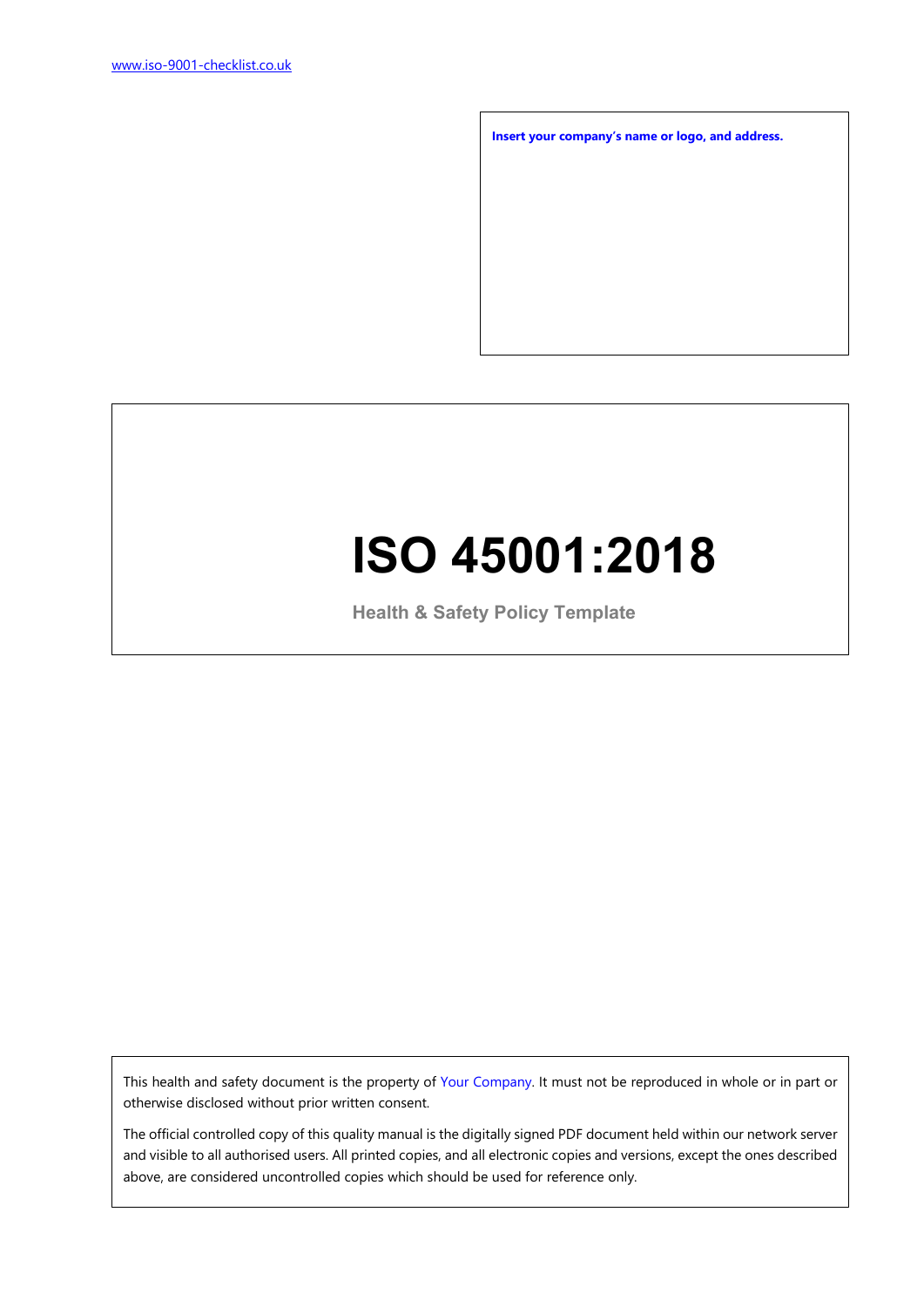www.iso-9001-checklist.co.uk

**Insert your company's name or logo, and address.**

# ISO 45001:2018

## Health & Safety Policy Template

This health and safety document is the property of Your Company. It must not be reproduced in whole or in part or otherwise disclosed without prior written consent.

The official controlled copy of this quality manual is the digitally signed PDF document held within our network server and visible to all authorised users. All printed copies, and all electronic copies and versions, except the ones described above, are considered uncontrolled copies which should be used for reference only.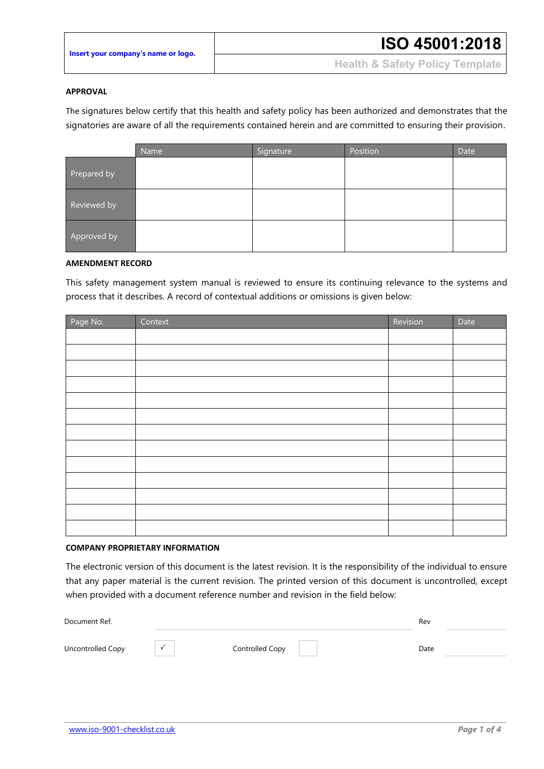| Insert your company's name or logo. | ISO 45001:2018 |
|---|---|
| | Health & Safety Policy Template |

## APPROVAL

The signatures below certify that this health and safety policy has been authorized and demonstrates that the signatories are aware of all the requirements contained herein and are committed to ensuring their provision.

| | Name | Signature | Position | Date |
|---|---|---|---|---|
| Prepared by | | | | |
| Reviewed by | | | | |
| Approved by | | | | |

## AMENDMENT RECORD

This safety management system manual is reviewed to ensure its continuing relevance to the systems and process that it describes. A record of contextual additions or omissions is given below:

| Page No. | Context | Revision | Date |
|---|---|---|---|
| | | | |
| | | | |
| | | | |
| | | | |
| | | | |
| | | | |
| | | | |
| | | | |
| | | | |
| | | | |
| | | | |
| | | | |
| | | | |

## COMPANY PROPRIETARY INFORMATION

The electronic version of this document is the latest revision. It is the responsibility of the individual to ensure that any paper material is the current revision. The printed version of this document is uncontrolled, except when provided with a document reference number and revision in the field below:

| Document Ref. | | | | Rev | |
|---|---|---|---|---|---|
| Uncontrolled Copy | ✓ | Controlled Copy | | Date | |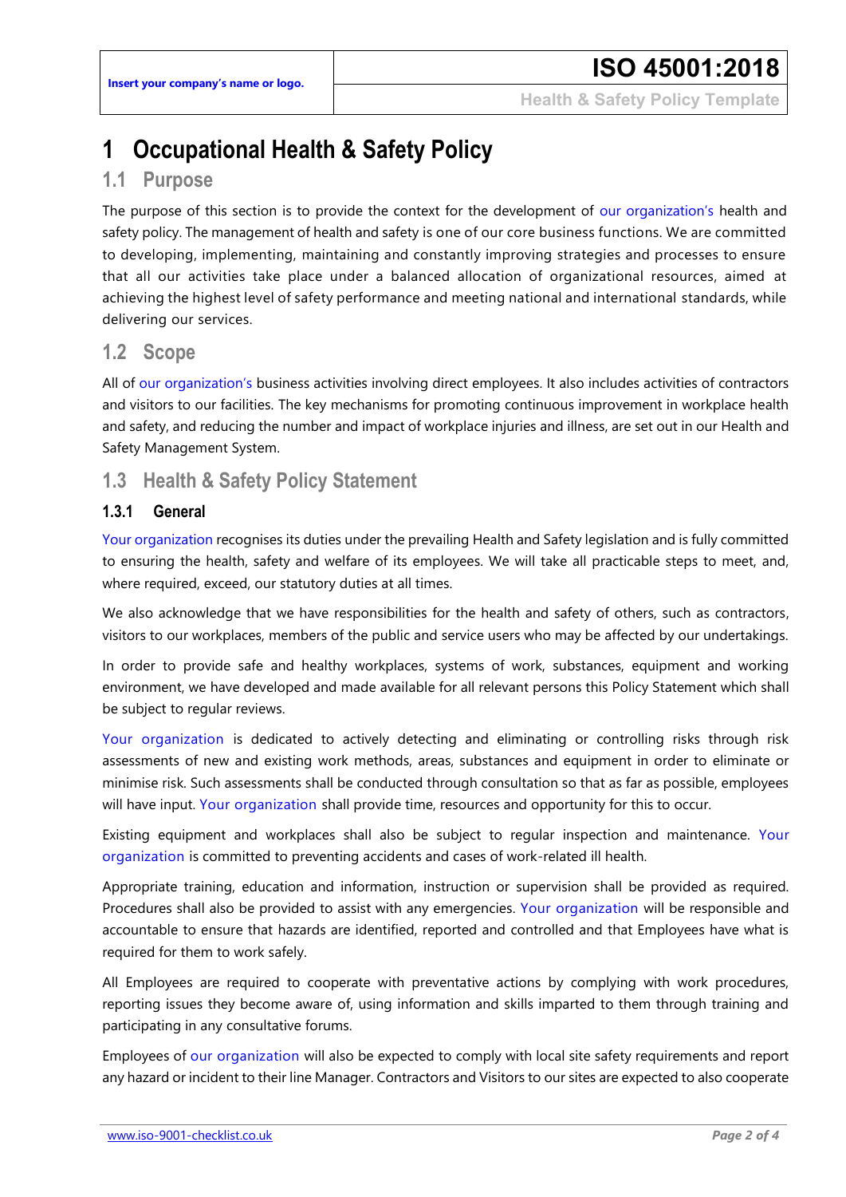# 1 Occupational Health & Safety Policy

## 1.1 Purpose

The purpose of this section is to provide the context for the development of our organization's health and safety policy. The management of health and safety is one of our core business functions. We are committed to developing, implementing, maintaining and constantly improving strategies and processes to ensure that all our activities take place under a balanced allocation of organizational resources, aimed at achieving the highest level of safety performance and meeting national and international standards, while delivering our services.

## 1.2 Scope

All of our organization's business activities involving direct employees. It also includes activities of contractors and visitors to our facilities. The key mechanisms for promoting continuous improvement in workplace health and safety, and reducing the number and impact of workplace injuries and illness, are set out in our Health and Safety Management System.

## 1.3 Health & Safety Policy Statement

### 1.3.1 General

Your organization recognises its duties under the prevailing Health and Safety legislation and is fully committed to ensuring the health, safety and welfare of its employees. We will take all practicable steps to meet, and, where required, exceed, our statutory duties at all times.

We also acknowledge that we have responsibilities for the health and safety of others, such as contractors, visitors to our workplaces, members of the public and service users who may be affected by our undertakings.

In order to provide safe and healthy workplaces, systems of work, substances, equipment and working environment, we have developed and made available for all relevant persons this Policy Statement which shall be subject to regular reviews.

Your organization is dedicated to actively detecting and eliminating or controlling risks through risk assessments of new and existing work methods, areas, substances and equipment in order to eliminate or minimise risk. Such assessments shall be conducted through consultation so that as far as possible, employees will have input. Your organization shall provide time, resources and opportunity for this to occur.

Existing equipment and workplaces shall also be subject to regular inspection and maintenance. Your organization is committed to preventing accidents and cases of work-related ill health.

Appropriate training, education and information, instruction or supervision shall be provided as required. Procedures shall also be provided to assist with any emergencies. Your organization will be responsible and accountable to ensure that hazards are identified, reported and controlled and that Employees have what is required for them to work safely.

All Employees are required to cooperate with preventative actions by complying with work procedures, reporting issues they become aware of, using information and skills imparted to them through training and participating in any consultative forums.

Employees of our organization will also be expected to comply with local site safety requirements and report any hazard or incident to their line Manager. Contractors and Visitors to our sites are expected to also cooperate